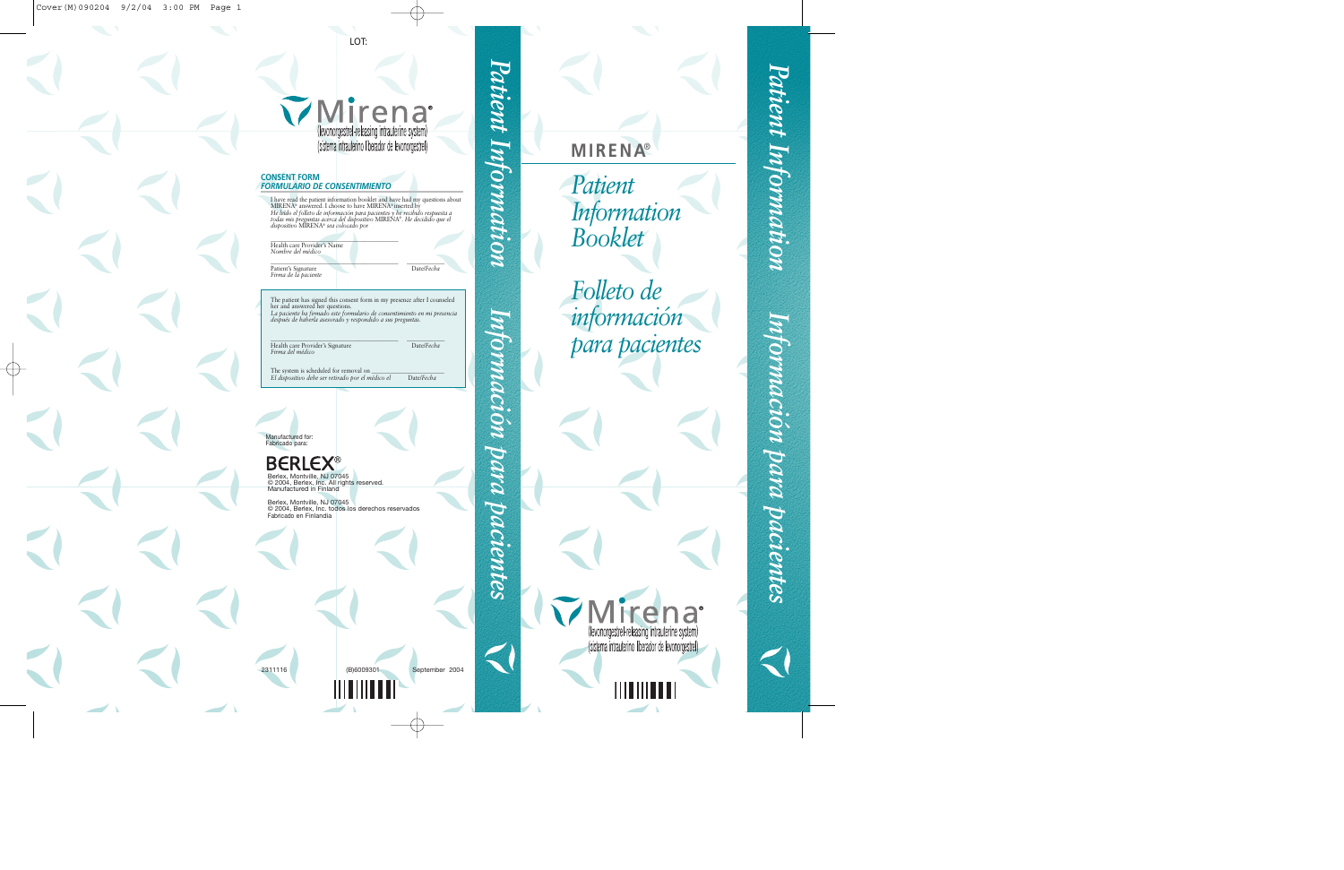LOT:

# Mirena®

(levonorgestrel-releasing intrauterine system)
(sistema intrauterino liberador de levonorgestrel)

**CONSENT FORM**
***FORMULARIO DE CONSENTIMIENTO***

I have read the patient information booklet and have had my questions about MIRENA® answered. I choose to have MIRENA® inserted by
*He leído el folleto de información para pacientes y he recibido respuesta a todas mis preguntas acerca del dispositivo MIRENA®. He decidido que el dispositivo MIRENA® sea colocado por*

\_\_\_\_\_\_\_\_\_\_\_\_\_\_\_\_\_\_\_\_\_\_\_\_\_\_\_\_
Health care Provider's Name
*Nombre del médico*

\_\_\_\_\_\_\_\_\_\_\_\_\_\_\_\_\_\_\_\_\_\_\_\_\_\_\_\_ \_\_\_\_\_\_\_\_\_\_
Patient's Signature Date/*Fecha*
*Firma de la paciente*

The patient has signed this consent form in my presence after I counseled her and answered her questions.
*La paciente ha firmado este formulario de consentimiento en mi presencia después de haberla asesorado y respondido a sus preguntas.*

\_\_\_\_\_\_\_\_\_\_\_\_\_\_\_\_\_\_\_\_\_\_\_\_\_\_\_\_ \_\_\_\_\_\_\_\_\_\_
Health care Provider's Signature Date/*Fecha*
*Firma del médico*

The system is scheduled for removal on \_\_\_\_\_\_\_\_\_\_\_\_\_\_\_\_\_\_
*El dispositivo debe ser retirado por el médico el* Date/*Fecha*

Manufactured for:
Fabricado para:

BERLEX®
Berlex, Montville, NJ 07045
© 2004, Berlex, Inc. All rights reserved.
Manufactured in Finland

Berlex, Montville, NJ 07045
© 2004, Berlex, Inc. todos los derechos reservados
Fabricado en Finlandia

2311116 (B)6009301 September 2004

*Patient Information* *Información para pacientes*

## MIRENA®

*Patient Information Booklet*

*Folleto de información para pacientes*

Mirena®
(levonorgestrel-releasing intrauterine system)
(sistema intrauterino liberador de levonorgestrel)

*Patient Information* *Información para pacientes*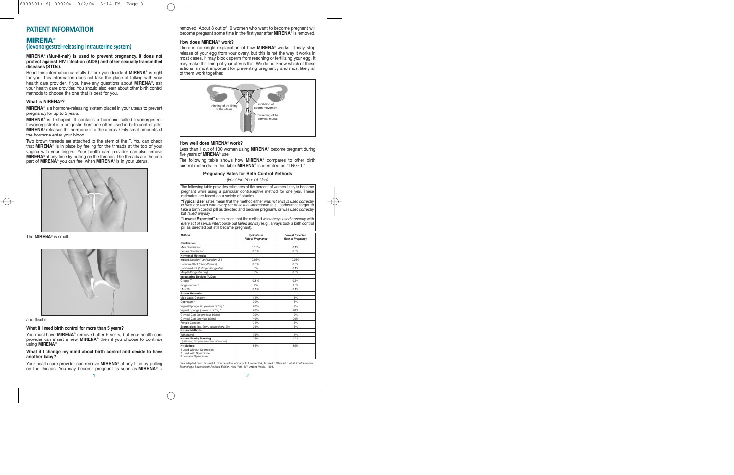## PATIENT INFORMATION

## MIRENA®

### (levonorgestrel-releasing intrauterine system)

**MIRENA® (Mur-ā-nah) is used to prevent pregnancy. It does not protect against HIV infection (AIDS) and other sexually transmitted diseases (STDs).**

Read this information carefully before you decide if **MIRENA®** is right for you. This information does not take the place of talking with your health care provider. If you have any questions about **MIRENA®**, ask your health care provider. You should also learn about other birth control methods to choose the one that is best for you.

#### What is MIRENA®?

**MIRENA®** is a hormone-releasing system placed in your uterus to prevent pregnancy for up to 5 years.

**MIRENA®** is T-shaped. It contains a hormone called levonorgestrel. Levonorgestrel is a progestin hormone often used in birth control pills. **MIRENA®** releases the hormone into the uterus. Only small amounts of the hormone enter your blood.

Two brown threads are attached to the stem of the T. You can check that **MIRENA®** is in place by feeling for the threads at the top of your vagina with your fingers. Your health care provider can also remove **MIRENA®** at any time by pulling on the threads. The threads are the only part of **MIRENA®** you can feel when **MIRENA®** is in your uterus.

The **MIRENA®** is small...

and flexible

#### What if I need birth control for more than 5 years?

You must have **MIRENA®** removed after 5 years, but your health care provider can insert a new **MIRENA®** then if you choose to continue using **MIRENA®**

#### What if I change my mind about birth control and decide to have another baby?

Your health care provider can remove **MIRENA®** at any time by pulling on the threads. You may become pregnant as soon as **MIRENA®** is removed. About 8 out of 10 women who want to become pregnant will become pregnant some time in the first year after **MIRENA®** is removed.

#### How does MIRENA® work?

There is no single explanation of how **MIRENA®** works. It may stop release of your egg from your ovary, but this is not the way it works in most cases. It may block sperm from reaching or fertilizing your egg. It may make the lining of your uterus thin. We do not know which of these actions is most important for preventing pregnancy and most likely all of them work together.

thinning of the lining of the uterus

inhibition of sperm movement

thickening of the cervical mucus

#### How well does MIRENA® work?

Less than 1 out of 100 women using **MIRENA®** become pregnant during five years of **MIRENA®** use.

The following table shows how **MIRENA®** compares to other birth control methods. In this table **MIRENA®** is identified as "LNG20."

**Pregnancy Rates for Birth Control Methods**

*(For One Year of Use)*

The following table provides estimates of the percent of women likely to become pregnant while using a particular contraceptive method for one year. These estimates are based on a variety of studies.

**"Typical Use"** rates mean that the method either was *not always used correctly* or was *not used with every act of sexual intercourse* (e.g., sometimes forgot to take a birth control pill as directed and became pregnant), or was *used correctly* but *failed anyway.*

**"Lowest Expected"** rates mean that the method was *always used correctly* with *every act of sexual intercourse* but *failed anyway* (e.g., always took a birth control pill as directed but still became pregnant).

| *Method* | *Typical Use Rate of Pregnancy* | *Lowest Expected Rate of Pregnancy* |
|---|---|---|
| **Sterilization:** | | |
| Male Sterilization | 0.15% | 0.1% |
| Female Sterilization | 0.5% | 0.5% |
| **Hormonal Methods:** | | |
| Implant (*Norplant*® and *Norplant-2*®) | 0.05% | 0.05% |
| Hormone Shot (*Depo-Provera*) | 0.3% | 0.3% |
| Combined Pill (*Estrogen/Progestin*) | 5% | 0.1% |
| Minipill (*Progestin only*) | 5% | 0.5% |
| **Intrauterine Devices (IUDs):** | | |
| Copper T | 0.8% | 0.6% |
| Progesterone T | 2% | 1.5% |
| LNG 20 | 0.1% | 0.1% |
| **Barrier Methods:** | | |
| Male Latex Condom [1] | 14% | 3% |
| Diaphragm [2] | 20% | 6% |
| Vaginal Sponge (*no previous births*) [3] | 20% | 9% |
| Vaginal Sponge (*previous births*) [3] | 40% | 20% |
| Cervical Cap (*no previous births*) [2] | 20% | 9% |
| Cervical Cap (*previous births*) [2] | 40% | 26% |
| Female Condom | 21% | 5% |
| **Spermicide:** (*gel, foam, suppository, film*) | 26% | 6% |
| **Natural Methods:** | | |
| Withdrawal | 19% | 4% |
| **Natural Family Planning** (*calendar, temperature,cervical mucus*) | 25% | 1-9% |
| **No Method:** | 85% | 85% |
| 1 Used Without Spermicide<br>2 Used With Spermicide<br>3 Contains Spermicide | | |

Data adapted from: Trussell J. Contraceptive efficacy. In Hatcher RA, Trussell J, Stewart F, et al. *Contraceptive Technology: Seventeenth Revised Edition.* New York, NY: Ardent Media, 1998.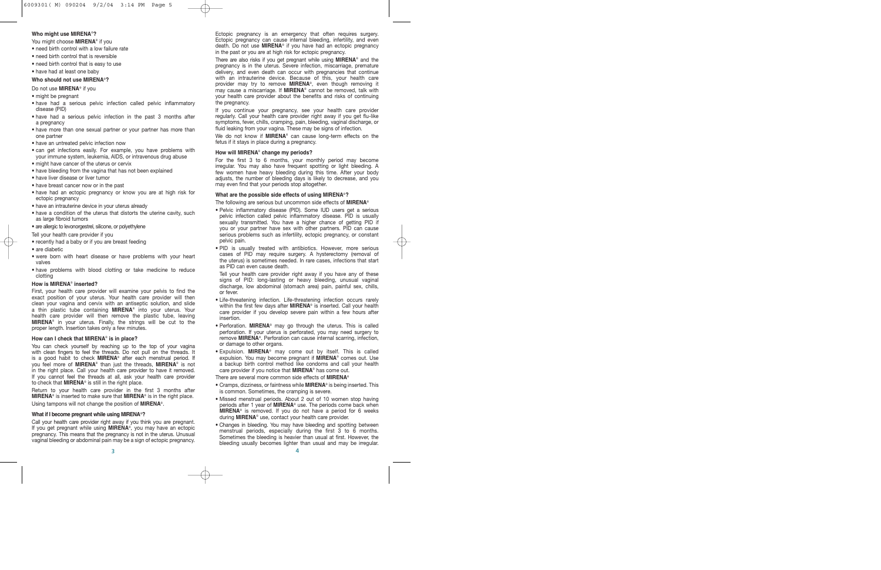**Who might use MIRENA®?**

You might choose **MIRENA®** if you

- need birth control with a low failure rate
- need birth control that is reversible
- need birth control that is easy to use
- have had at least one baby

**Who should not use MIRENA®?**

Do not use **MIRENA®** if you

- might be pregnant
- have had a serious pelvic infection called pelvic inflammatory disease (PID)
- have had a serious pelvic infection in the past 3 months after a pregnancy
- have more than one sexual partner or your partner has more than one partner
- have an untreated pelvic infection now
- can get infections easily. For example, you have problems with your immune system, leukemia, AIDS, or intravenous drug abuse
- might have cancer of the uterus or cervix
- have bleeding from the vagina that has not been explained
- have liver disease or liver tumor
- have breast cancer now or in the past
- have had an ectopic pregnancy or know you are at high risk for ectopic pregnancy
- have an intrauterine device in your uterus already
- have a condition of the uterus that distorts the uterine cavity, such as large fibroid tumors
- are allergic to levonorgestrel, silicone, or polyethylene

Tell your health care provider if you

- recently had a baby or if you are breast feeding
- are diabetic
- were born with heart disease or have problems with your heart valves
- have problems with blood clotting or take medicine to reduce clotting

**How is MIRENA® inserted?**

First, your health care provider will examine your pelvis to find the exact position of your uterus. Your health care provider will then clean your vagina and cervix with an antiseptic solution, and slide a thin plastic tube containing **MIRENA®** into your uterus. Your health care provider will then remove the plastic tube, leaving **MIRENA®** in your uterus. Finally, the strings will be cut to the proper length. Insertion takes only a few minutes.

**How can I check that MIRENA® is in place?**

You can check yourself by reaching up to the top of your vagina with clean fingers to feel the threads. Do not pull on the threads. It is a good habit to check **MIRENA®** after each menstrual period. If you feel more of **MIRENA®** than just the threads, **MIRENA®** is not in the right place. Call your health care provider to have it removed. If you cannot feel the threads at all, ask your health care provider to check that **MIRENA®** is still in the right place.

Return to your health care provider in the first 3 months after **MIRENA®** is inserted to make sure that **MIRENA®** is in the right place.

Using tampons will not change the position of **MIRENA®**.

**What if I become pregnant while using MIRENA®?**

Call your health care provider right away if you think you are pregnant. If you get pregnant while using **MIRENA®**, you may have an ectopic pregnancy. This means that the pregnancy is not in the uterus. Unusual vaginal bleeding or abdominal pain may be a sign of ectopic pregnancy.

Ectopic pregnancy is an emergency that often requires surgery. Ectopic pregnancy can cause internal bleeding, infertility, and even death. Do not use **MIRENA®** if you have had an ectopic pregnancy in the past or you are at high risk for ectopic pregnancy.

There are also risks if you get pregnant while using **MIRENA®** and the pregnancy is in the uterus. Severe infection, miscarriage, premature delivery, and even death can occur with pregnancies that continue with an intrauterine device. Because of this, your health care provider may try to remove **MIRENA®**, even though removing it may cause a miscarriage. If **MIRENA®** cannot be removed, talk with your health care provider about the benefits and risks of continuing the pregnancy.

If you continue your pregnancy, see your health care provider regularly. Call your health care provider right away if you get flu-like symptoms, fever, chills, cramping, pain, bleeding, vaginal discharge, or fluid leaking from your vagina. These may be signs of infection.

We do not know if **MIRENA®** can cause long-term effects on the fetus if it stays in place during a pregnancy.

**How will MIRENA® change my periods?**

For the first 3 to 6 months, your monthly period may become irregular. You may also have frequent spotting or light bleeding. A few women have heavy bleeding during this time. After your body adjusts, the number of bleeding days is likely to decrease, and you may even find that your periods stop altogether.

**What are the possible side effects of using MIRENA®?**

The following are serious but uncommon side effects of **MIRENA®**

- Pelvic inflammatory disease (PID). Some IUD users get a serious pelvic infection called pelvic inflammatory disease. PID is usually sexually transmitted. You have a higher chance of getting PID if you or your partner have sex with other partners. PID can cause serious problems such as infertility, ectopic pregnancy, or constant pelvic pain.
- PID is usually treated with antibiotics. However, more serious cases of PID may require surgery. A hysterectomy (removal of the uterus) is sometimes needed. In rare cases, infections that start as PID can even cause death.

  Tell your health care provider right away if you have any of these signs of PID: long-lasting or heavy bleeding, unusual vaginal discharge, low abdominal (stomach area) pain, painful sex, chills, or fever.
- Life-threatening infection. Life-threatening infection occurs rarely within the first few days after **MIRENA®** is inserted. Call your health care provider if you develop severe pain within a few hours after insertion.
- Perforation. **MIRENA®** may go through the uterus. This is called perforation. If your uterus is perforated, you may need surgery to remove **MIRENA®**. Perforation can cause internal scarring, infection, or damage to other organs.
- Expulsion. **MIRENA®** may come out by itself. This is called expulsion. You may become pregnant if **MIRENA®** comes out. Use a backup birth control method like condoms and call your health care provider if you notice that **MIRENA®** has come out.

There are several more common side effects of **MIRENA®**

- Cramps, dizziness, or faintness while **MIRENA®** is being inserted. This is common. Sometimes, the cramping is severe.
- Missed menstrual periods. About 2 out of 10 women stop having periods after 1 year of **MIRENA®** use. The periods come back when **MIRENA®** is removed. If you do not have a period for 6 weeks during **MIRENA®** use, contact your health care provider.
- Changes in bleeding. You may have bleeding and spotting between menstrual periods, especially during the first 3 to 6 months. Sometimes the bleeding is heavier than usual at first. However, the bleeding usually becomes lighter than usual and may be irregular.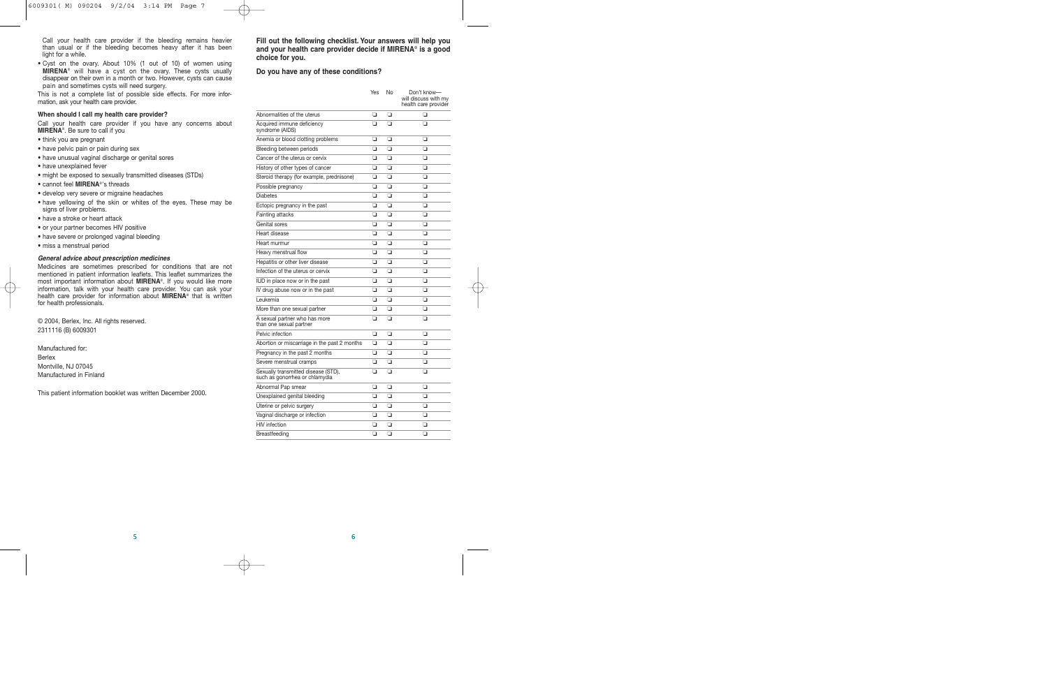Call your health care provider if the bleeding remains heavier than usual or if the bleeding becomes heavy after it has been light for a while.

- Cyst on the ovary. About 10% (1 out of 10) of women using **MIRENA**® will have a cyst on the ovary. These cysts usually disappear on their own in a month or two. However, cysts can cause pain and sometimes cysts will need surgery.

This is not a complete list of possible side effects. For more information, ask your health care provider.

#### When should I call my health care provider?

Call your health care provider if you have any concerns about **MIRENA**®. Be sure to call if you

- think you are pregnant
- have pelvic pain or pain during sex
- have unusual vaginal discharge or genital sores
- have unexplained fever
- might be exposed to sexually transmitted diseases (STDs)
- cannot feel **MIRENA**®'s threads
- develop very severe or migraine headaches
- have yellowing of the skin or whites of the eyes. These may be signs of liver problems.
- have a stroke or heart attack
- or your partner becomes HIV positive
- have severe or prolonged vaginal bleeding
- miss a menstrual period

#### *General advice about prescription medicines*

Medicines are sometimes prescribed for conditions that are not mentioned in patient information leaflets. This leaflet summarizes the most important information about **MIRENA**®. If you would like more information, talk with your health care provider. You can ask your health care provider for information about **MIRENA**® that is written for health professionals.

© 2004, Berlex, Inc. All rights reserved.
2311116 (B) 6009301

Manufactured for:
Berlex
Montville, NJ 07045
Manufactured in Finland

This patient information booklet was written December 2000.

**Fill out the following checklist. Your answers will help you and your health care provider decide if MIRENA® is a good choice for you.**

**Do you have any of these conditions?**

| | Yes | No | Don't know—will discuss with my health care provider |
|---|---|---|---|
| Abnormalities of the uterus | ❑ | ❑ | ❑ |
| Acquired immune deficiency syndrome (AIDS) | ❑ | ❑ | ❑ |
| Anemia or blood clotting problems | ❑ | ❑ | ❑ |
| Bleeding between periods | ❑ | ❑ | ❑ |
| Cancer of the uterus or cervix | ❑ | ❑ | ❑ |
| History of other types of cancer | ❑ | ❑ | ❑ |
| Steroid therapy (for example, prednisone) | ❑ | ❑ | ❑ |
| Possible pregnancy | ❑ | ❑ | ❑ |
| Diabetes | ❑ | ❑ | ❑ |
| Ectopic pregnancy in the past | ❑ | ❑ | ❑ |
| Fainting attacks | ❑ | ❑ | ❑ |
| Genital sores | ❑ | ❑ | ❑ |
| Heart disease | ❑ | ❑ | ❑ |
| Heart murmur | ❑ | ❑ | ❑ |
| Heavy menstrual flow | ❑ | ❑ | ❑ |
| Hepatitis or other liver disease | ❑ | ❑ | ❑ |
| Infection of the uterus or cervix | ❑ | ❑ | ❑ |
| IUD in place now or in the past | ❑ | ❑ | ❑ |
| IV drug abuse now or in the past | ❑ | ❑ | ❑ |
| Leukemia | ❑ | ❑ | ❑ |
| More than one sexual partner | ❑ | ❑ | ❑ |
| A sexual partner who has more than one sexual partner | ❑ | ❑ | ❑ |
| Pelvic infection | ❑ | ❑ | ❑ |
| Abortion or miscarriage in the past 2 months | ❑ | ❑ | ❑ |
| Pregnancy in the past 2 months | ❑ | ❑ | ❑ |
| Severe menstrual cramps | ❑ | ❑ | ❑ |
| Sexually transmitted disease (STD), such as gonorrhea or chlamydia | ❑ | ❑ | ❑ |
| Abnormal Pap smear | ❑ | ❑ | ❑ |
| Unexplained genital bleeding | ❑ | ❑ | ❑ |
| Uterine or pelvic surgery | ❑ | ❑ | ❑ |
| Vaginal discharge or infection | ❑ | ❑ | ❑ |
| HIV infection | ❑ | ❑ | ❑ |
| Breastfeeding | ❑ | ❑ | ❑ |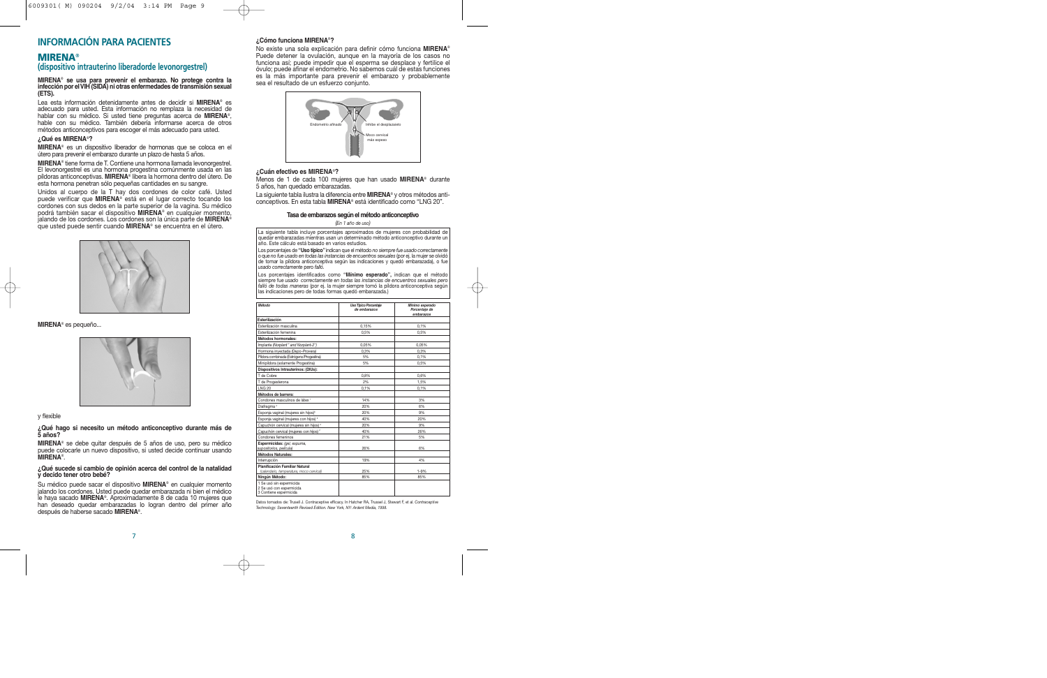## INFORMACIÓN PARA PACIENTES

# MIRENA®

## (dispositivo intrauterino liberadorde levonorgestrel)

**MIRENA® se usa para prevenir el embarazo. No protege contra la infección por el VIH (SIDA) ni otras enfermedades de transmisión sexual (ETS).**

Lea esta información detenidamente antes de decidir si **MIRENA®** es adecuado para usted. Esta información no remplaza la necesidad de hablar con su médico. Si usted tiene preguntas acerca de **MIRENA®**, hable con su médico. También debería informarse acerca de otros métodos anticonceptivos para escoger el más adecuado para usted.

### ¿Qué es MIRENA®?

**MIRENA®** es un dispositivo liberador de hormonas que se coloca en el útero para prevenir el embarazo durante un plazo de hasta 5 años.

**MIRENA®** tiene forma de T. Contiene una hormona llamada levonorgestrel. El levonorgestrel es una hormona progestina comúnmente usada en las píldoras anticonceptivas. **MIRENA®** libera la hormona dentro del útero. De esta hormona penetran sólo pequeñas cantidades en su sangre.

Unidos al cuerpo de la T hay dos cordones de color café. Usted puede verificar que **MIRENA®** está en el lugar correcto tocando los cordones con sus dedos en la parte superior de la vagina. Su médico podrá también sacar el dispositivo **MIRENA®** en cualquier momento, jalando de los cordones. Los cordones son la única parte de **MIRENA®** que usted puede sentir cuando **MIRENA®** se encuentra en el útero.

**MIRENA®** es pequeño...

y flexible

### ¿Qué hago si necesito un método anticonceptivo durante más de 5 años?

**MIRENA®** se debe quitar después de 5 años de uso, pero su médico puede colocarle un nuevo dispositivo, si usted decide continuar usando **MIRENA®**.

### ¿Qué sucede si cambio de opinión acerca del control de la natalidad y decido tener otro bebé?

Su médico puede sacar el dispositivo **MIRENA®** en cualquier momento jalando los cordones. Usted puede quedar embarazada ni bien el médico le haya sacado **MIRENA®**. Aproximadamente 8 de cada 10 mujeres que han deseado quedar embarazadas lo logran dentro del primer año después de haberse sacado **MIRENA®**.

### ¿Cómo funciona MIRENA®?

No existe una sola explicación para definir cómo funciona **MIRENA®** Puede detener la ovulación, aunque en la mayoría de los casos no funciona así; puede impedir que el esperma se desplace y fertilice el óvulo; puede afinar el endometrio. No sabemos cuál de estas funciones es la más importante para prevenir el embarazo y probablemente sea el resultado de un esfuerzo conjunto.

Endometrio afinado — Inhibe el desplazamiento — Moco cervical más espeso

### ¿Cuán efectivo es MIRENA®?

Menos de 1 de cada 100 mujeres que han usado **MIRENA®** durante 5 años, han quedado embarazadas.

La siguiente tabla ilustra la diferencia entre **MIRENA®** y otros métodos anticonceptivos. En esta tabla **MIRENA®** está identificado como "LNG 20".

**Tasa de embarazos según el método anticonceptivo**

*(En 1 año de uso)*

La siguiente tabla incluye porcentajes aproximados de mujeres con probabilidad de quedar embarazadas mientras usan un determinado método anticonceptivo durante un año. Este cálculo está basado en varios estudios.

Los porcentajes de **"Uso típico"** indican que el método *no siempre fue usado correctamente o que no fue usado en todas las instancias de encuentros sexuales* (por ej. la mujer se olvidó de tomar la píldora anticonceptiva según las indicaciones y quedó embarazada), o fue *usado correctamente* pero *falló*.

Los porcentajes identificados como **"Mínimo esperado"**, indican que el método siempre fue *usado correctamente en todas las instancias de encuentros sexuales pero falló de todas maneras* (por ej. la mujer siempre tomó la píldora anticonceptiva según las indicaciones pero de todas formas quedó embarazada.)

| *Método* | *Uso Típico Porcentaje de embarazos* | *Mínimo esperado Porcentaje de embarazos* |
|---|---|---|
| **Esterilización** | | |
| Esterilización masculina | 0,15% | 0,1% |
| Esterilización femenina | 0,5% | 0,5% |
| **Métodos hormonales:** | | |
| Implante (*Norplant®* and *Norplant-2®*) | 0,05% | 0,05% |
| Hormona inyectada (Depo-Provera) | 0,3% | 0,3% |
| Píldora combinada (Estrógeno/Progestina) | 5% | 0,1% |
| Minipíldora (solamente Progestina) | 5% | 0,5% |
| **Dispositivos Intrauterinos: (DIUs):** | | |
| T de Cobre | 0,8% | 0,6% |
| T de Progesterona | 2% | 1,5% |
| LNG 20 | 0,1% | 0,1% |
| **Métodos de barrera:** | | |
| Condones masculinos de látex [1] | 14% | 3% |
| Diafragma [2] | 20% | 6% |
| Esponja vaginal (mujeres sin hijos)[3] | 20% | 9% |
| Esponja vaginal (mujeres con hijos) [3] | 40% | 20% |
| Capuchón cervical (mujeres sin hijos) [2] | 20% | 9% |
| Capuchón cervical (mujeres con hijos) [2] | 40% | 26% |
| Condones femeninos | 21% | 5% |
| **Espermicidas:** (*gel, espuma, supositorios, película*) | 26% | 6% |
| **Métodos Naturales:** | | |
| Interrupción | 19% | 4% |
| **Planificación Familiar Natural** (*calendario, temperatura, moco cervical*) | 25% | 1-9% |
| **Ningún Método:** | 85% | 85% |
| 1 Se usó sin espermicida<br>2 Se usó con espermicida<br>3 Contiene espermicida | | |

Datos tomados de: Trussell J. Contraceptive efficacy. In Hatcher RA, Trussel J, Stewart F, et al. *Contraceptive Technology: Seventeenth Revised Edition. New York, NY: Ardent Media, 1998.*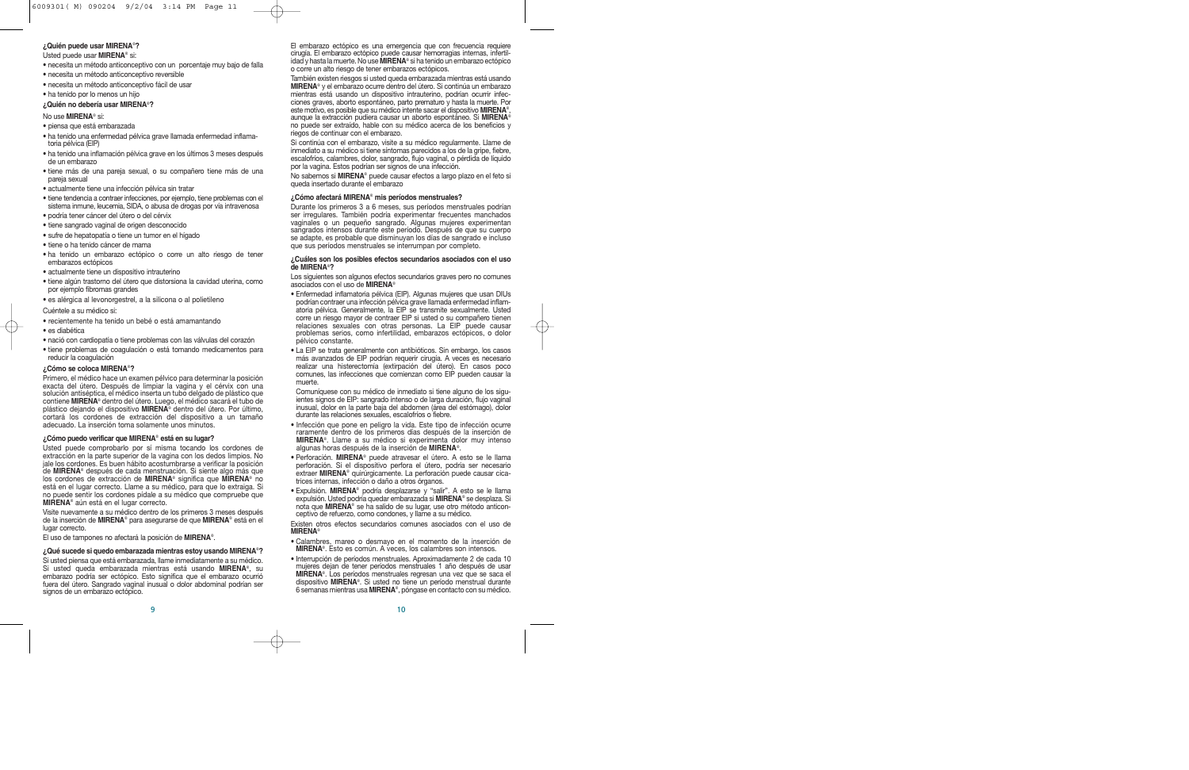**¿Quién puede usar MIRENA®?**

Usted puede usar **MIRENA®** si:

- necesita un método anticonceptivo con un porcentaje muy bajo de falla
- necesita un método anticonceptivo reversible
- necesita un método anticonceptivo fácil de usar
- ha tenido por lo menos un hijo

**¿Quién no debería usar MIRENA®?**

No use **MIRENA®** si:

- piensa que está embarazada
- ha tenido una enfermedad pélvica grave llamada enfermedad inflamatoria pélvica (EIP)
- ha tenido una inflamación pélvica grave en los últimos 3 meses después de un embarazo
- tiene más de una pareja sexual, o su compañero tiene más de una pareja sexual
- actualmente tiene una infección pélvica sin tratar
- tiene tendencia a contraer infecciones, por ejemplo, tiene problemas con el sistema inmune, leucemia, SIDA, o abusa de drogas por vía intravenosa
- podría tener cáncer del útero o del cérvix
- tiene sangrado vaginal de origen desconocido
- sufre de hepatopatía o tiene un tumor en el hígado
- tiene o ha tenido cáncer de mama
- ha tenido un embarazo ectópico o corre un alto riesgo de tener embarazos ectópicos
- actualmente tiene un dispositivo intrauterino
- tiene algún trastorno del útero que distorsiona la cavidad uterina, como por ejemplo fibromas grandes
- es alérgica al levonorgestrel, a la silicona o al polietileno

Cuéntele a su médico si:

- recientemente ha tenido un bebé o está amamantando
- es diabética
- nació con cardiopatía o tiene problemas con las válvulas del corazón
- tiene problemas de coagulación o está tomando medicamentos para reducir la coagulación

**¿Cómo se coloca MIRENA®?**

Primero, el médico hace un examen pélvico para determinar la posición exacta del útero. Después de limpiar la vagina y el cérvix con una solución antiséptica, el médico inserta un tubo delgado de plástico que contiene **MIRENA®** dentro del útero. Luego, el médico sacará el tubo de plástico dejando el dispositivo **MIRENA®** dentro del útero. Por último, cortará los cordones de extracción del dispositivo a un tamaño adecuado. La inserción toma solamente unos minutos.

**¿Cómo puedo verificar que MIRENA® está en su lugar?**

Usted puede comprobarlo por sí misma tocando los cordones de extracción en la parte superior de la vagina con los dedos limpios. No jale los cordones. Es buen hábito acostumbrarse a verificar la posición de **MIRENA®** después de cada menstruación. Si siente algo más que los cordones de extracción de **MIRENA®** significa que **MIRENA®** no está en el lugar correcto. Llame a su médico, para que lo extraiga. Si no puede sentir los cordones pídale a su médico que compruebe que **MIRENA®** aún está en el lugar correcto.

Visite nuevamente a su médico dentro de los primeros 3 meses después de la inserción de **MIRENA®** para asegurarse de que **MIRENA®** está en el lugar correcto.

El uso de tampones no afectará la posición de **MIRENA®**.

**¿Qué sucede si quedo embarazada mientras estoy usando MIRENA®?**

Si usted piensa que está embarazada, llame inmediatamente a su médico. Si usted queda embarazada mientras está usando **MIRENA®**, su embarazo podría ser ectópico. Esto significa que el embarazo ocurrió fuera del útero. Sangrado vaginal inusual o dolor abdominal podrían ser signos de un embarazo ectópico.

El embarazo ectópico es una emergencia que con frecuencia requiere cirugía. El embarazo ectópico puede causar hemorragias internas, infertilidad y hasta la muerte. No use **MIRENA®** si ha tenido un embarazo ectópico o corre un alto riesgo de tener embarazos ectópicos.

También existen riesgos si usted queda embarazada mientras está usando **MIRENA®** y el embarazo ocurre dentro del útero. Si continúa un embarazo mientras está usando un dispositivo intrauterino, podrían ocurrir infecciones graves, aborto espontáneo, parto prematuro y hasta la muerte. Por este motivo, es posible que su médico intente sacar el dispositivo **MIRENA®**, aunque la extracción pudiera causar un aborto espontáneo. Si **MIRENA®** no puede ser extraído, hable con su médico acerca de los beneficios y riegos de continuar con el embarazo.

Si continúa con el embarazo, visite a su médico regularmente. Llame de inmediato a su médico si tiene síntomas parecidos a los de la gripe, fiebre, escalofríos, calambres, dolor, sangrado, flujo vaginal, o pérdida de líquido por la vagina. Estos podrían ser signos de una infección.

No sabemos si **MIRENA®** puede causar efectos a largo plazo en el feto si queda insertado durante el embarazo

**¿Cómo afectará MIRENA® mis períodos menstruales?**

Durante los primeros 3 a 6 meses, sus períodos menstruales podrían ser irregulares. También podría experimentar frecuentes manchados vaginales o un pequeño sangrado. Algunas mujeres experimentan sangrados intensos durante este período. Después de que su cuerpo se adapte, es probable que disminuyan los días de sangrado e incluso que sus períodos menstruales se interrumpan por completo.

**¿Cuáles son los posibles efectos secundarios asociados con el uso de MIRENA®?**

Los siguientes son algunos efectos secundarios graves pero no comunes asociados con el uso de **MIRENA®**

- Enfermedad inflamatoria pélvica (EIP). Algunas mujeres que usan DIUs podrían contraer una infección pélvica grave llamada enfermedad inflamatoria pélvica. Generalmente, la EIP se transmite sexualmente. Usted corre un riesgo mayor de contraer EIP si usted o su compañero tienen relaciones sexuales con otras personas. La EIP puede causar problemas serios, como infertilidad, embarazos ectópicos, o dolor pélvico constante.
- La EIP se trata generalmente con antibióticos. Sin embargo, los casos más avanzados de EIP podrían requerir cirugía. A veces es necesario realizar una histerectomía (extirpación del útero). En casos poco comunes, las infecciones que comienzan como EIP pueden causar la muerte.

  Comuníquese con su médico de inmediato si tiene alguno de los siguientes signos de EIP: sangrado intenso o de larga duración, flujo vaginal inusual, dolor en la parte baja del abdomen (área del estómago), dolor durante las relaciones sexuales, escalofríos o fiebre.
- Infección que pone en peligro la vida. Este tipo de infección ocurre raramente dentro de los primeros días después de la inserción de **MIRENA®**. Llame a su médico si experimenta dolor muy intenso algunas horas después de la inserción de **MIRENA®**.
- Perforación. **MIRENA®** puede atravesar el útero. A esto se le llama perforación. Si el dispositivo perfora el útero, podría ser necesario extraer **MIRENA®** quirúrgicamente. La perforación puede causar cicatrices internas, infección o daño a otros órganos.
- Expulsión. **MIRENA®** podría desplazarse y "salir". A esto se le llama expulsión. Usted podría quedar embarazada si **MIRENA®** se desplaza. Si nota que **MIRENA®** se ha salido de su lugar, use otro método anticonceptivo de refuerzo, como condones, y llame a su médico.

Existen otros efectos secundarios comunes asociados con el uso de **MIRENA®**

- Calambres, mareo o desmayo en el momento de la inserción de **MIRENA®**. Esto es común. A veces, los calambres son intensos.
- Interrupción de períodos menstruales. Aproximadamente 2 de cada 10 mujeres dejan de tener períodos menstruales 1 año después de usar **MIRENA®**. Los períodos menstruales regresan una vez que se saca el dispositivo **MIRENA®**. Si usted no tiene un período menstrual durante 6 semanas mientras usa **MIRENA®**, póngase en contacto con su médico.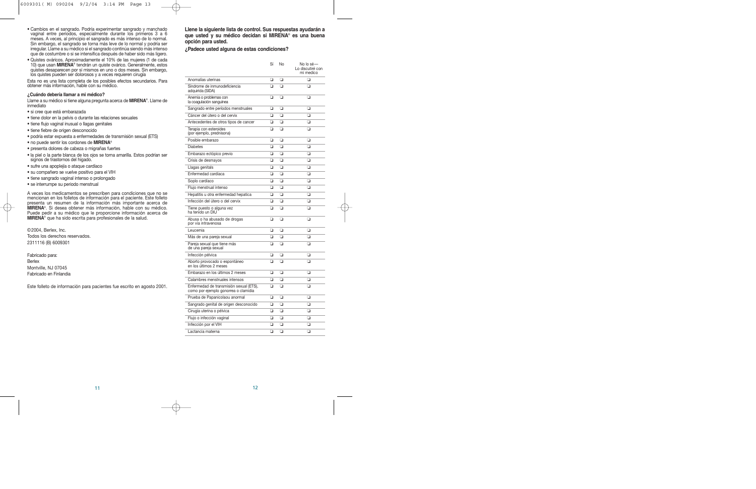- Cambios en el sangrado. Podría experimentar sangrado y manchado vaginal entre períodos, especialmente durante los primeros 3 a 6 meses. A veces, al principio el sangrado es más intenso de lo normal. Sin embargo, el sangrado se torna más leve de lo normal y podría ser irregular. Llame a su médico si el sangrado continúa siendo más intenso que de costumbre o si se intensifica después de haber sido más ligero.
- Quistes ováricos. Aproximadamente el 10% de las mujeres (1 de cada 10) que usan **MIRENA**® tendrán un quiste ovárico. Generalmente, estos quistes desaparecen por sí mismos en uno o dos meses. Sin embargo, los quistes pueden ser dolorosos y a veces requieren cirugía

Esta no es una lista completa de los posibles efectos secundarios. Para obtener más información, hable con su médico.

**¿Cuándo debería llamar a mi médico?**

Llame a su médico si tiene alguna pregunta acerca de **MIRENA**®. Llame de inmediato

- si cree que está embarazada
- tiene dolor en la pelvis o durante las relaciones sexuales
- tiene flujo vaginal inusual o llagas genitales
- tiene fiebre de origen desconocido
- podría estar expuesta a enfermedades de transmisión sexual (ETS)
- no puede sentir los cordones de **MIRENA**®
- presenta dolores de cabeza o migrañas fuertes
- la piel o la parte blanca de los ojos se torna amarilla. Estos podrían ser signos de trastornos del hígado.
- sufre una apoplejía o ataque cardíaco
- su compañero se vuelve positivo para el VIH
- tiene sangrado vaginal intenso o prolongado
- se interrumpe su período menstrual

A veces los medicamentos se prescriben para condiciones que no se mencionan en los folletos de información para el paciente. Este folleto presenta un resumen de la información más importante acerca de **MIRENA**®. Si desea obtener más información, hable con su médico. Puede pedir a su médico que le proporcione información acerca de **MIRENA**® que ha sido escrita para profesionales de la salud.

©2004, Berlex, Inc.
Todos los derechos reservados.
2311116 (B) 6009301

Fabricado para:
Berlex
Montville, NJ 07045
Fabricado en Finlandia

Este folleto de información para pacientes fue escrito en agosto 2001.

**Llene la siguiente lista de control. Sus respuestas ayudarán a que usted y su médico decidan si MIRENA® es una buena opción para usted.**

**¿Padece usted alguna de estas condiciones?**

| | Sí | No | No lo sé— Lo discutiré con mi médico |
|---|---|---|---|
| Anomalías uterinas | ❑ | ❑ | ❑ |
| Síndrome de inmunodeficiencia adquirida (SIDA) | ❑ | ❑ | ❑ |
| Anemia o problemas con la coagulación sanguínea | ❑ | ❑ | ❑ |
| Sangrado entre períodos menstruales | ❑ | ❑ | ❑ |
| Cáncer del útero o del cervix | ❑ | ❑ | ❑ |
| Antecedentes de otros tipos de cancer | ❑ | ❑ | ❑ |
| Terapia con esteroides (por ejemplo, prednisona) | ❑ | ❑ | ❑ |
| Posible embarazo | ❑ | ❑ | ❑ |
| Diabetes | ❑ | ❑ | ❑ |
| Embarazo ectópico previo | ❑ | ❑ | ❑ |
| Crisis de desmayos | ❑ | ❑ | ❑ |
| Llagas genitales | ❑ | ❑ | ❑ |
| Enfermedad cardíaca | ❑ | ❑ | ❑ |
| Soplo cardíaco | ❑ | ❑ | ❑ |
| Flujo menstrual intenso | ❑ | ❑ | ❑ |
| Hepatitis u otra enfermedad hepatica | ❑ | ❑ | ❑ |
| Infección del útero o del cervix | ❑ | ❑ | ❑ |
| Tiene puesto o alguna vez ha tenido un DIU | ❑ | ❑ | ❑ |
| Abusa o ha abusado de drogas por vía intravenosa | ❑ | ❑ | ❑ |
| Leucemia | ❑ | ❑ | ❑ |
| Más de una pareja sexual | ❑ | ❑ | ❑ |
| Pareja sexual que tiene más de una pareja sexual | ❑ | ❑ | ❑ |
| Infección pélvica | ❑ | ❑ | ❑ |
| Aborto provocado o espontáneo en los últimos 2 meses | ❑ | ❑ | ❑ |
| Embarazo en los últimos 2 meses | ❑ | ❑ | ❑ |
| Calambres menstruales intensos | ❑ | ❑ | ❑ |
| Enfermedad de transmisión sexual (ETS), como por ejemplo gonorrea o clamidia | ❑ | ❑ | ❑ |
| Prueba de Papanicolaou anormal | ❑ | ❑ | ❑ |
| Sangrado genital de origen desconocido | ❑ | ❑ | ❑ |
| Cirugía uterina o pélvica | ❑ | ❑ | ❑ |
| Flujo o infección vaginal | ❑ | ❑ | ❑ |
| Infección por el VIH | ❑ | ❑ | ❑ |
| Lactancia materna | ❑ | ❑ | ❑ |